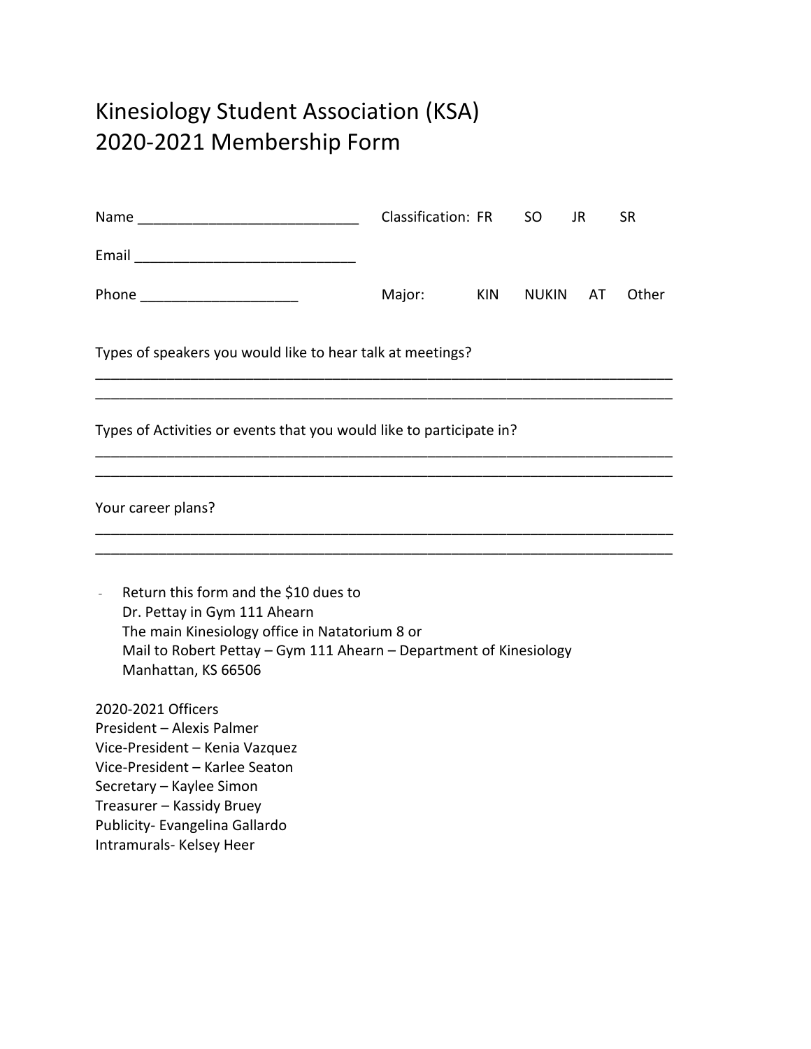# Kinesiology Student Association (KSA)
# 2020-2021 Membership Form

Name ___________________________ Classification: FR SO JR SR

Email ___________________________

Phone ____________________ Major: KIN NUKIN AT Other

Types of speakers you would like to hear talk at meetings?

___________________________________________________________________________

___________________________________________________________________________

Types of Activities or events that you would like to participate in?

___________________________________________________________________________

___________________________________________________________________________

Your career plans?

___________________________________________________________________________

___________________________________________________________________________

- Return this form and the $10 dues to
  Dr. Pettay in Gym 111 Ahearn
  The main Kinesiology office in Natatorium 8 or
  Mail to Robert Pettay – Gym 111 Ahearn – Department of Kinesiology
  Manhattan, KS 66506

2020-2021 Officers
President – Alexis Palmer
Vice-President – Kenia Vazquez
Vice-President – Karlee Seaton
Secretary – Kaylee Simon
Treasurer – Kassidy Bruey
Publicity- Evangelina Gallardo
Intramurals- Kelsey Heer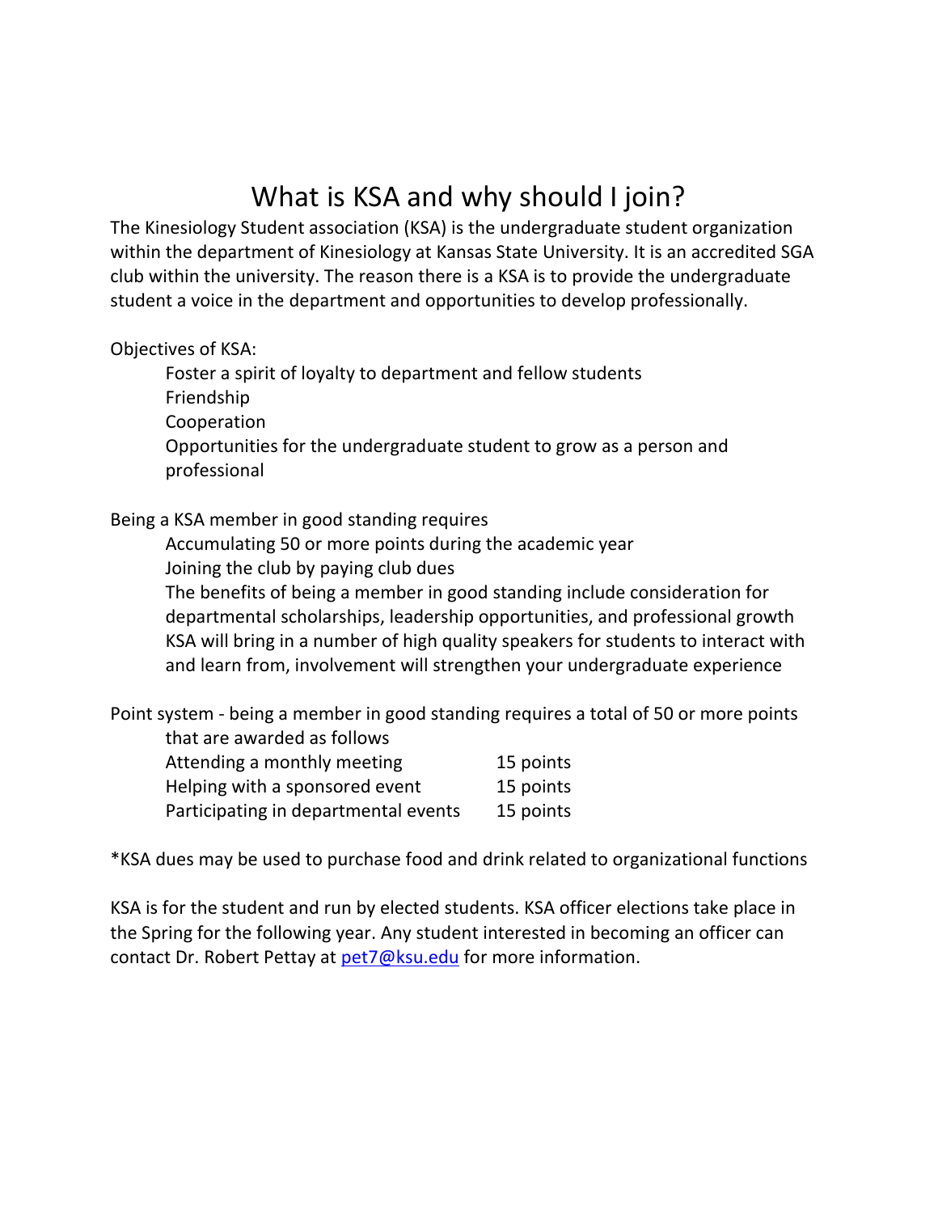# What is KSA and why should I join?

The Kinesiology Student association (KSA) is the undergraduate student organization within the department of Kinesiology at Kansas State University. It is an accredited SGA club within the university. The reason there is a KSA is to provide the undergraduate student a voice in the department and opportunities to develop professionally.

Objectives of KSA:

- Foster a spirit of loyalty to department and fellow students
- Friendship
- Cooperation
- Opportunities for the undergraduate student to grow as a person and professional

Being a KSA member in good standing requires

- Accumulating 50 or more points during the academic year
- Joining the club by paying club dues
- The benefits of being a member in good standing include consideration for departmental scholarships, leadership opportunities, and professional growth
- KSA will bring in a number of high quality speakers for students to interact with and learn from, involvement will strengthen your undergraduate experience

Point system - being a member in good standing requires a total of 50 or more points that are awarded as follows

| | |
|---|---|
| Attending a monthly meeting | 15 points |
| Helping with a sponsored event | 15 points |
| Participating in departmental events | 15 points |

*KSA dues may be used to purchase food and drink related to organizational functions

KSA is for the student and run by elected students. KSA officer elections take place in the Spring for the following year. Any student interested in becoming an officer can contact Dr. Robert Pettay at pet7@ksu.edu for more information.